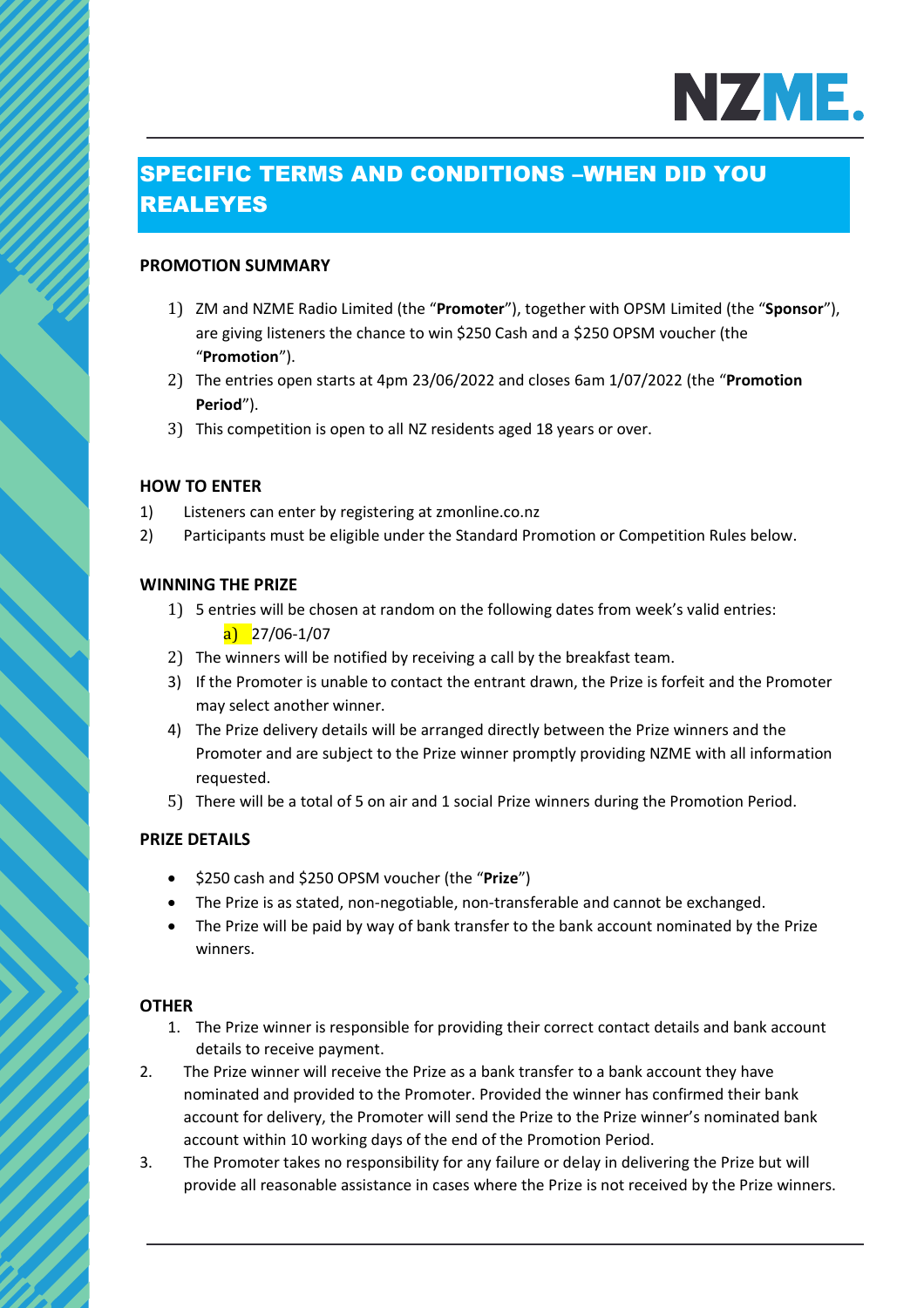# SPECIFIC TERMS AND CONDITIONS –WHEN DID YOU REALEYES

## PROMOTION SUMMARY

1) ZM and NZME Radio Limited (the "**Promoter**"), together with OPSM Limited (the "**Sponsor**"), are giving listeners the chance to win $250 Cash and a $250 OPSM voucher (the "**Promotion**").
2) The entries open starts at 4pm 23/06/2022 and closes 6am 1/07/2022 (the "**Promotion Period**").
3) This competition is open to all NZ residents aged 18 years or over.

## HOW TO ENTER

1) Listeners can enter by registering at zmonline.co.nz
2) Participants must be eligible under the Standard Promotion or Competition Rules below.

## WINNING THE PRIZE

1) 5 entries will be chosen at random on the following dates from week's valid entries:
   a) 27/06-1/07
2) The winners will be notified by receiving a call by the breakfast team.
3) If the Promoter is unable to contact the entrant drawn, the Prize is forfeit and the Promoter may select another winner.
4) The Prize delivery details will be arranged directly between the Prize winners and the Promoter and are subject to the Prize winner promptly providing NZME with all information requested.
5) There will be a total of 5 on air and 1 social Prize winners during the Promotion Period.

## PRIZE DETAILS

- $250 cash and $250 OPSM voucher (the "**Prize**")
- The Prize is as stated, non-negotiable, non-transferable and cannot be exchanged.
- The Prize will be paid by way of bank transfer to the bank account nominated by the Prize winners.

## OTHER

1. The Prize winner is responsible for providing their correct contact details and bank account details to receive payment.
2. The Prize winner will receive the Prize as a bank transfer to a bank account they have nominated and provided to the Promoter. Provided the winner has confirmed their bank account for delivery, the Promoter will send the Prize to the Prize winner's nominated bank account within 10 working days of the end of the Promotion Period.
3. The Promoter takes no responsibility for any failure or delay in delivering the Prize but will provide all reasonable assistance in cases where the Prize is not received by the Prize winners.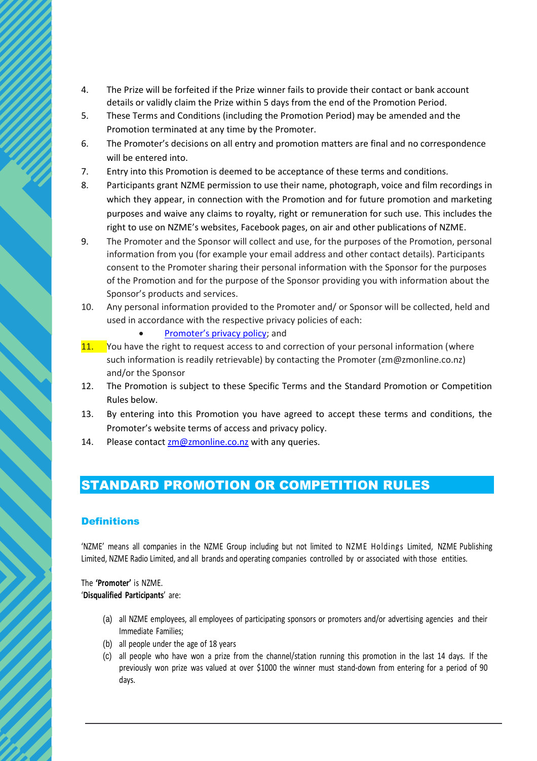4. The Prize will be forfeited if the Prize winner fails to provide their contact or bank account details or validly claim the Prize within 5 days from the end of the Promotion Period.
5. These Terms and Conditions (including the Promotion Period) may be amended and the Promotion terminated at any time by the Promoter.
6. The Promoter's decisions on all entry and promotion matters are final and no correspondence will be entered into.
7. Entry into this Promotion is deemed to be acceptance of these terms and conditions.
8. Participants grant NZME permission to use their name, photograph, voice and film recordings in which they appear, in connection with the Promotion and for future promotion and marketing purposes and waive any claims to royalty, right or remuneration for such use. This includes the right to use on NZME's websites, Facebook pages, on air and other publications of NZME.
9. The Promoter and the Sponsor will collect and use, for the purposes of the Promotion, personal information from you (for example your email address and other contact details). Participants consent to the Promoter sharing their personal information with the Sponsor for the purposes of the Promotion and for the purpose of the Sponsor providing you with information about the Sponsor's products and services.
10. Any personal information provided to the Promoter and/ or Sponsor will be collected, held and used in accordance with the respective privacy policies of each:
    - Promoter's privacy policy; and
11. You have the right to request access to and correction of your personal information (where such information is readily retrievable) by contacting the Promoter (zm@zmonline.co.nz) and/or the Sponsor
12. The Promotion is subject to these Specific Terms and the Standard Promotion or Competition Rules below.
13. By entering into this Promotion you have agreed to accept these terms and conditions, the Promoter's website terms of access and privacy policy.
14. Please contact zm@zmonline.co.nz with any queries.

## STANDARD PROMOTION OR COMPETITION RULES

### Definitions

'NZME' means all companies in the NZME Group including but not limited to NZME Holdings Limited, NZME Publishing Limited, NZME Radio Limited, and all brands and operating companies controlled by or associated with those entities.

The **'Promoter'** is NZME.
'**Disqualified Participants**' are:

(a) all NZME employees, all employees of participating sponsors or promoters and/or advertising agencies and their Immediate Families;
(b) all people under the age of 18 years
(c) all people who have won a prize from the channel/station running this promotion in the last 14 days. If the previously won prize was valued at over $1000 the winner must stand-down from entering for a period of 90 days.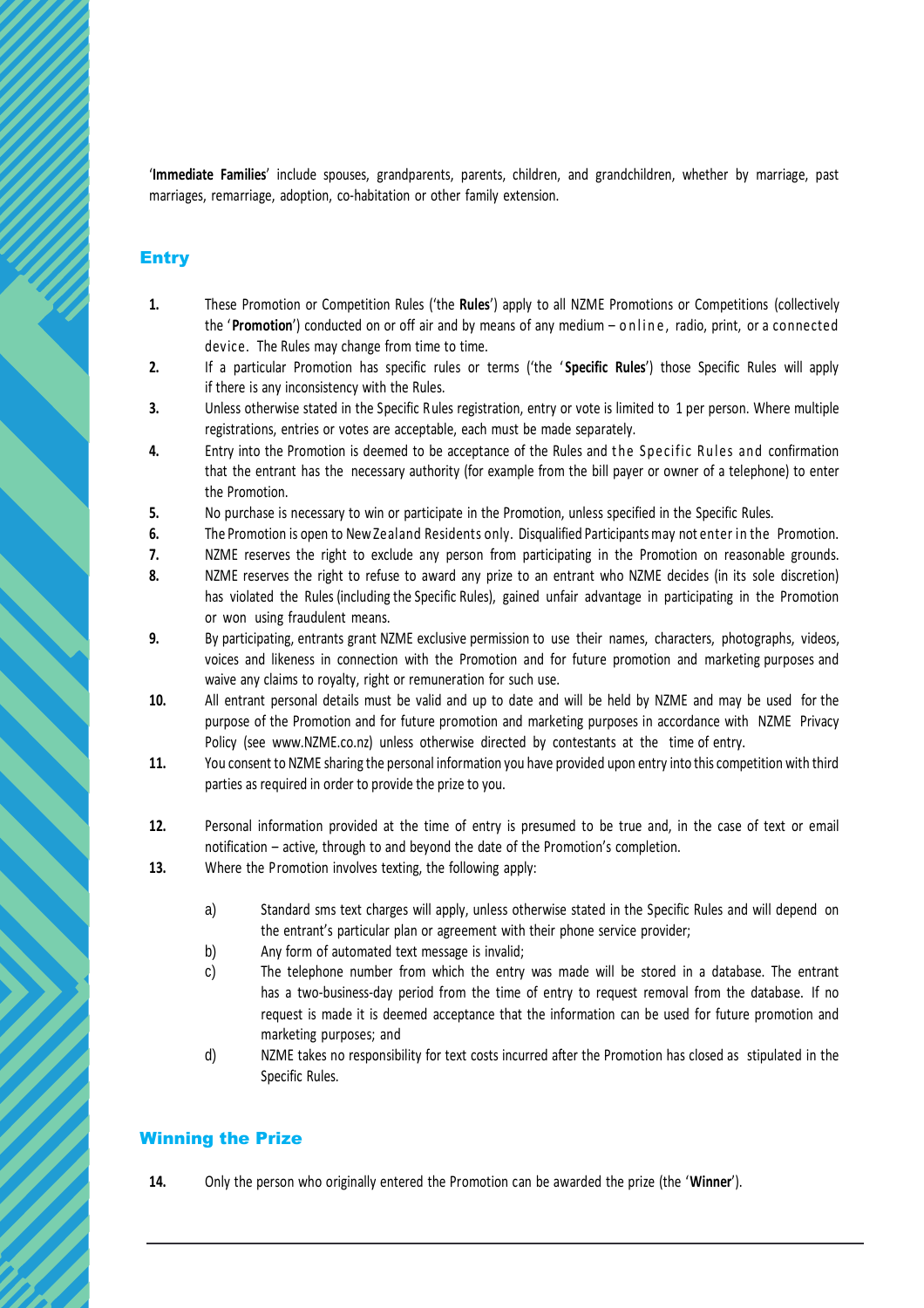'**Immediate Families**' include spouses, grandparents, parents, children, and grandchildren, whether by marriage, past marriages, remarriage, adoption, co-habitation or other family extension.

## Entry

**1.** These Promotion or Competition Rules ('the **Rules**') apply to all NZME Promotions or Competitions (collectively the '**Promotion**') conducted on or off air and by means of any medium – online, radio, print, or a connected device. The Rules may change from time to time.

**2.** If a particular Promotion has specific rules or terms ('the '**Specific Rules**') those Specific Rules will apply if there is any inconsistency with the Rules.

**3.** Unless otherwise stated in the Specific Rules registration, entry or vote is limited to 1 per person. Where multiple registrations, entries or votes are acceptable, each must be made separately.

**4.** Entry into the Promotion is deemed to be acceptance of the Rules and the Specific Rules and confirmation that the entrant has the necessary authority (for example from the bill payer or owner of a telephone) to enter the Promotion.

**5.** No purchase is necessary to win or participate in the Promotion, unless specified in the Specific Rules.

**6.** The Promotion is open to New Zealand Residents only. Disqualified Participants may not enter in the Promotion.

**7.** NZME reserves the right to exclude any person from participating in the Promotion on reasonable grounds.

**8.** NZME reserves the right to refuse to award any prize to an entrant who NZME decides (in its sole discretion) has violated the Rules (including the Specific Rules), gained unfair advantage in participating in the Promotion or won using fraudulent means.

**9.** By participating, entrants grant NZME exclusive permission to use their names, characters, photographs, videos, voices and likeness in connection with the Promotion and for future promotion and marketing purposes and waive any claims to royalty, right or remuneration for such use.

**10.** All entrant personal details must be valid and up to date and will be held by NZME and may be used for the purpose of the Promotion and for future promotion and marketing purposes in accordance with NZME Privacy Policy (see www.NZME.co.nz) unless otherwise directed by contestants at the time of entry.

**11.** You consent to NZME sharing the personal information you have provided upon entry into this competition with third parties as required in order to provide the prize to you.

**12.** Personal information provided at the time of entry is presumed to be true and, in the case of text or email notification – active, through to and beyond the date of the Promotion's completion.

**13.** Where the Promotion involves texting, the following apply:

a) Standard sms text charges will apply, unless otherwise stated in the Specific Rules and will depend on the entrant's particular plan or agreement with their phone service provider;

b) Any form of automated text message is invalid;

c) The telephone number from which the entry was made will be stored in a database. The entrant has a two-business-day period from the time of entry to request removal from the database. If no request is made it is deemed acceptance that the information can be used for future promotion and marketing purposes; and

d) NZME takes no responsibility for text costs incurred after the Promotion has closed as stipulated in the Specific Rules.

## Winning the Prize

**14.** Only the person who originally entered the Promotion can be awarded the prize (the '**Winner**').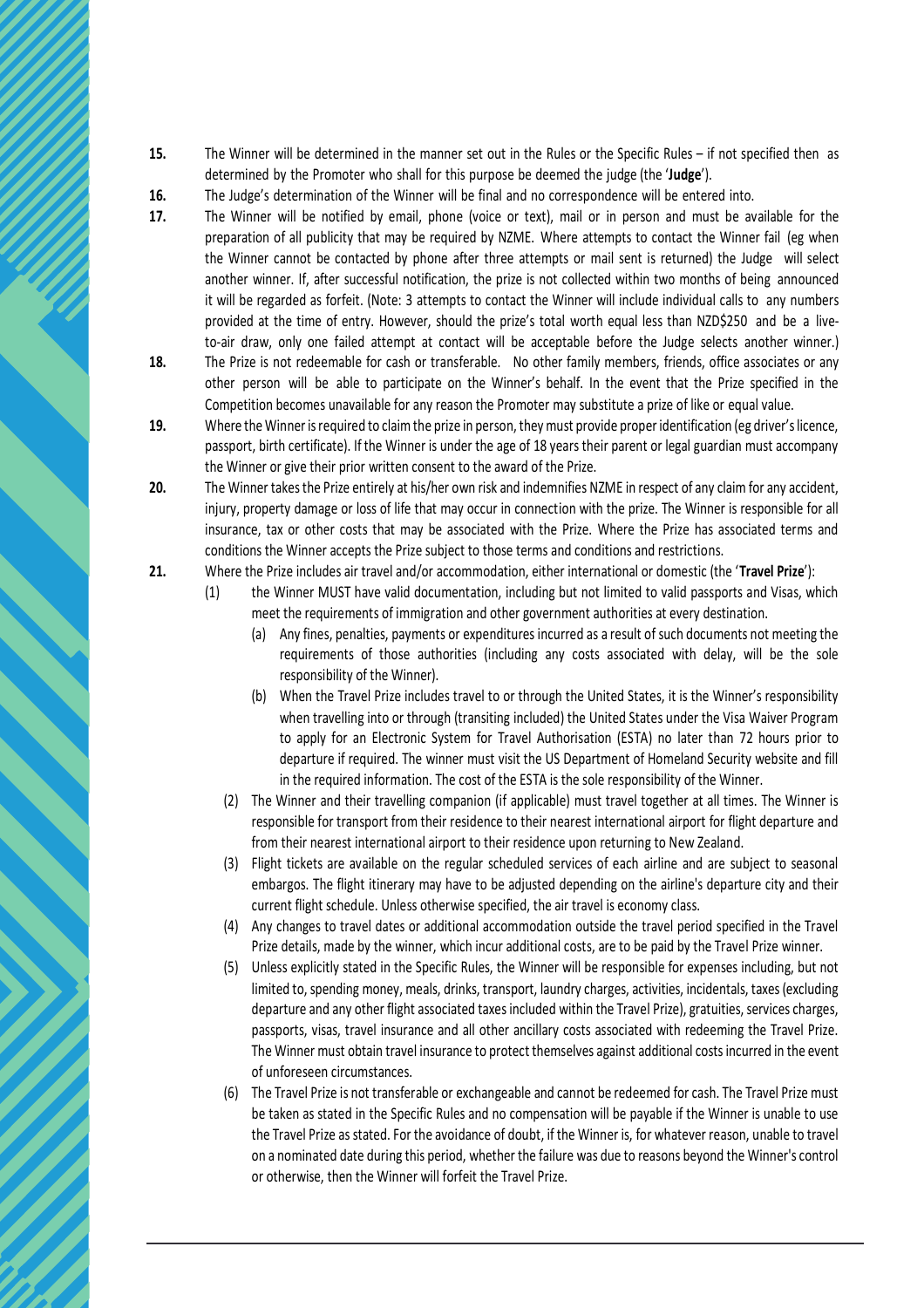**15.** The Winner will be determined in the manner set out in the Rules or the Specific Rules – if not specified then as determined by the Promoter who shall for this purpose be deemed the judge (the '**Judge**').

**16.** The Judge's determination of the Winner will be final and no correspondence will be entered into.

**17.** The Winner will be notified by email, phone (voice or text), mail or in person and must be available for the preparation of all publicity that may be required by NZME. Where attempts to contact the Winner fail (eg when the Winner cannot be contacted by phone after three attempts or mail sent is returned) the Judge will select another winner. If, after successful notification, the prize is not collected within two months of being announced it will be regarded as forfeit. (Note: 3 attempts to contact the Winner will include individual calls to any numbers provided at the time of entry. However, should the prize's total worth equal less than NZD$250 and be a live-to-air draw, only one failed attempt at contact will be acceptable before the Judge selects another winner.)

**18.** The Prize is not redeemable for cash or transferable. No other family members, friends, office associates or any other person will be able to participate on the Winner's behalf. In the event that the Prize specified in the Competition becomes unavailable for any reason the Promoter may substitute a prize of like or equal value.

**19.** Where the Winner is required to claim the prize in person, they must provide proper identification (eg driver's licence, passport, birth certificate). If the Winner is under the age of 18 years their parent or legal guardian must accompany the Winner or give their prior written consent to the award of the Prize.

**20.** The Winner takes the Prize entirely at his/her own risk and indemnifies NZME in respect of any claim for any accident, injury, property damage or loss of life that may occur in connection with the prize. The Winner is responsible for all insurance, tax or other costs that may be associated with the Prize. Where the Prize has associated terms and conditions the Winner accepts the Prize subject to those terms and conditions and restrictions.

**21.** Where the Prize includes air travel and/or accommodation, either international or domestic (the '**Travel Prize**'):

(1) the Winner MUST have valid documentation, including but not limited to valid passports and Visas, which meet the requirements of immigration and other government authorities at every destination.

- (a) Any fines, penalties, payments or expenditures incurred as a result of such documents not meeting the requirements of those authorities (including any costs associated with delay, will be the sole responsibility of the Winner).
- (b) When the Travel Prize includes travel to or through the United States, it is the Winner's responsibility when travelling into or through (transiting included) the United States under the Visa Waiver Program to apply for an Electronic System for Travel Authorisation (ESTA) no later than 72 hours prior to departure if required. The winner must visit the US Department of Homeland Security website and fill in the required information. The cost of the ESTA is the sole responsibility of the Winner.

(2) The Winner and their travelling companion (if applicable) must travel together at all times. The Winner is responsible for transport from their residence to their nearest international airport for flight departure and from their nearest international airport to their residence upon returning to New Zealand.

(3) Flight tickets are available on the regular scheduled services of each airline and are subject to seasonal embargos. The flight itinerary may have to be adjusted depending on the airline's departure city and their current flight schedule. Unless otherwise specified, the air travel is economy class.

(4) Any changes to travel dates or additional accommodation outside the travel period specified in the Travel Prize details, made by the winner, which incur additional costs, are to be paid by the Travel Prize winner.

(5) Unless explicitly stated in the Specific Rules, the Winner will be responsible for expenses including, but not limited to, spending money, meals, drinks, transport, laundry charges, activities, incidentals, taxes (excluding departure and any other flight associated taxes included within the Travel Prize), gratuities, services charges, passports, visas, travel insurance and all other ancillary costs associated with redeeming the Travel Prize. The Winner must obtain travel insurance to protect themselves against additional costs incurred in the event of unforeseen circumstances.

(6) The Travel Prize is not transferable or exchangeable and cannot be redeemed for cash. The Travel Prize must be taken as stated in the Specific Rules and no compensation will be payable if the Winner is unable to use the Travel Prize as stated. For the avoidance of doubt, if the Winner is, for whatever reason, unable to travel on a nominated date during this period, whether the failure was due to reasons beyond the Winner's control or otherwise, then the Winner will forfeit the Travel Prize.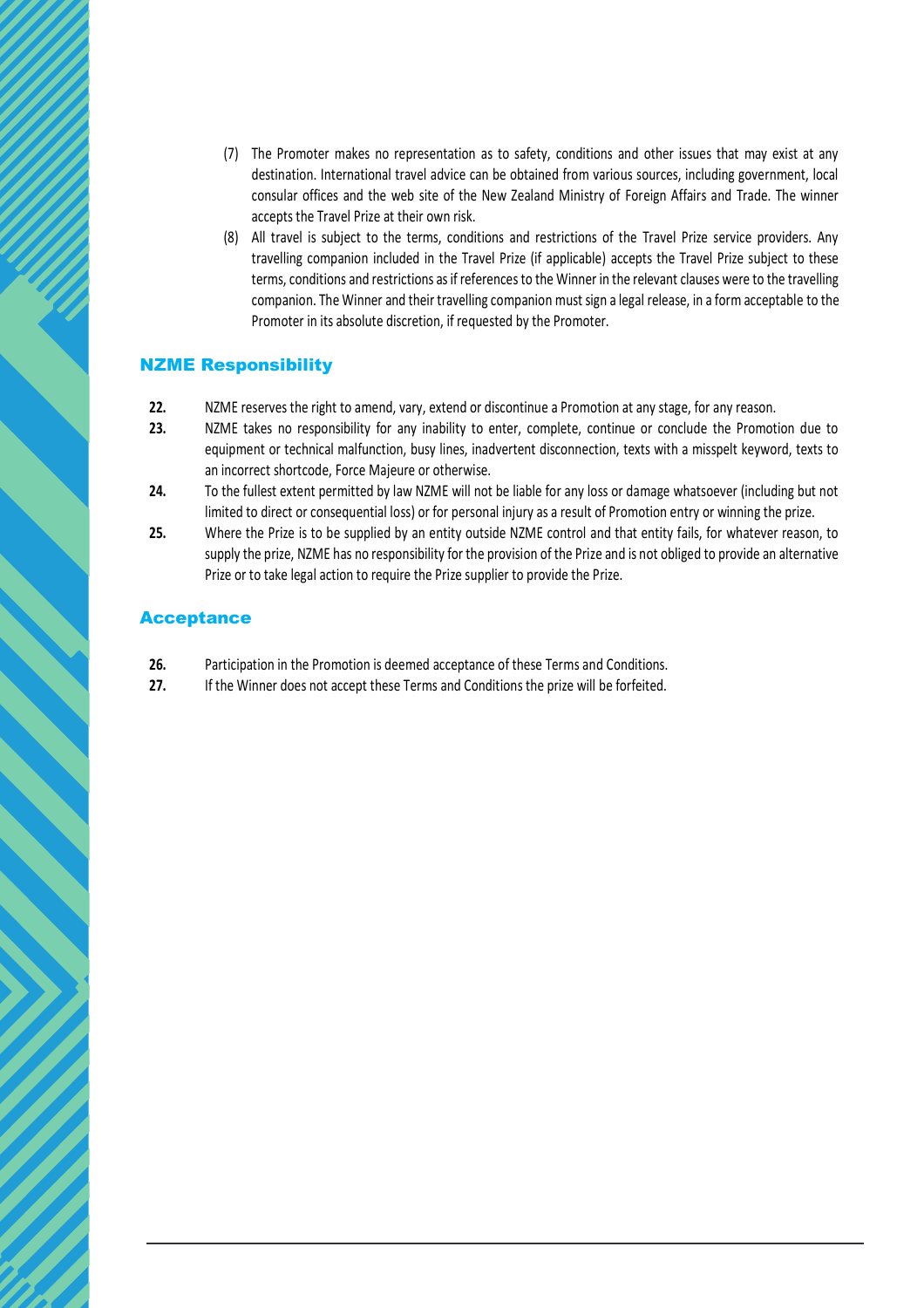(7) The Promoter makes no representation as to safety, conditions and other issues that may exist at any destination. International travel advice can be obtained from various sources, including government, local consular offices and the web site of the New Zealand Ministry of Foreign Affairs and Trade. The winner accepts the Travel Prize at their own risk.

(8) All travel is subject to the terms, conditions and restrictions of the Travel Prize service providers. Any travelling companion included in the Travel Prize (if applicable) accepts the Travel Prize subject to these terms, conditions and restrictions as if references to the Winner in the relevant clauses were to the travelling companion. The Winner and their travelling companion must sign a legal release, in a form acceptable to the Promoter in its absolute discretion, if requested by the Promoter.

## NZME Responsibility

**22.** NZME reserves the right to amend, vary, extend or discontinue a Promotion at any stage, for any reason.

**23.** NZME takes no responsibility for any inability to enter, complete, continue or conclude the Promotion due to equipment or technical malfunction, busy lines, inadvertent disconnection, texts with a misspelt keyword, texts to an incorrect shortcode, Force Majeure or otherwise.

**24.** To the fullest extent permitted by law NZME will not be liable for any loss or damage whatsoever (including but not limited to direct or consequential loss) or for personal injury as a result of Promotion entry or winning the prize.

**25.** Where the Prize is to be supplied by an entity outside NZME control and that entity fails, for whatever reason, to supply the prize, NZME has no responsibility for the provision of the Prize and is not obliged to provide an alternative Prize or to take legal action to require the Prize supplier to provide the Prize.

## Acceptance

**26.** Participation in the Promotion is deemed acceptance of these Terms and Conditions.

**27.** If the Winner does not accept these Terms and Conditions the prize will be forfeited.